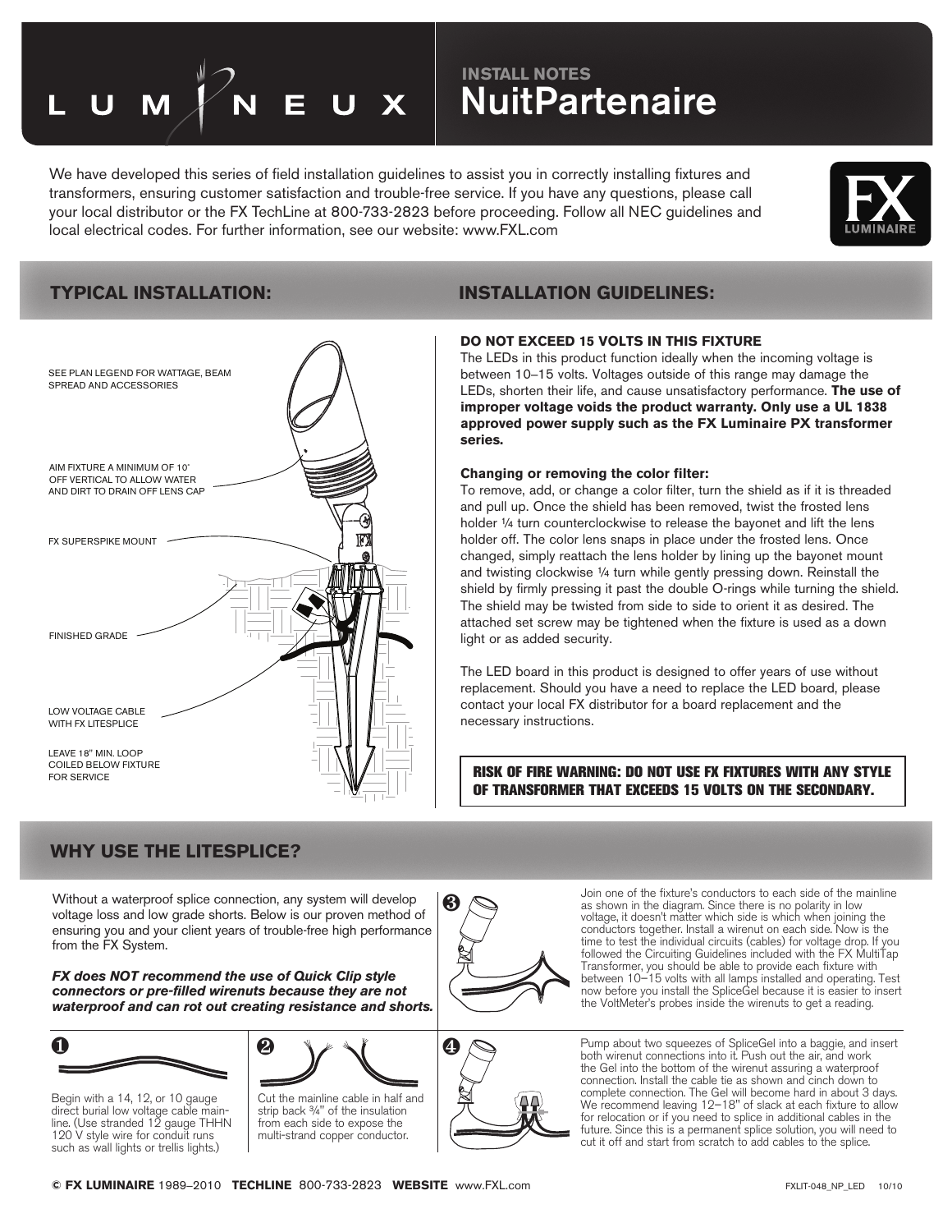# LUMINEUX

## INSTALL NOTES
# NuitPartenaire

We have developed this series of field installation guidelines to assist you in correctly installing fixtures and transformers, ensuring customer satisfaction and trouble-free service. If you have any questions, please call your local distributor or the FX TechLine at 800-733-2823 before proceeding. Follow all NEC guidelines and local electrical codes. For further information, see our website: www.FXL.com

## TYPICAL INSTALLATION:

SEE PLAN LEGEND FOR WATTAGE, BEAM SPREAD AND ACCESSORIES

AIM FIXTURE A MINIMUM OF 10˚ OFF VERTICAL TO ALLOW WATER AND DIRT TO DRAIN OFF LENS CAP

FX SUPERSPIKE MOUNT

FINISHED GRADE

LOW VOLTAGE CABLE WITH FX LITESPLICE

LEAVE 18" MIN. LOOP COILED BELOW FIXTURE FOR SERVICE

## INSTALLATION GUIDELINES:

**DO NOT EXCEED 15 VOLTS IN THIS FIXTURE**

The LEDs in this product function ideally when the incoming voltage is between 10–15 volts. Voltages outside of this range may damage the LEDs, shorten their life, and cause unsatisfactory performance. **The use of improper voltage voids the product warranty. Only use a UL 1838 approved power supply such as the FX Luminaire PX transformer series.**

**Changing or removing the color filter:**

To remove, add, or change a color filter, turn the shield as if it is threaded and pull up. Once the shield has been removed, twist the frosted lens holder ¼ turn counterclockwise to release the bayonet and lift the lens holder off. The color lens snaps in place under the frosted lens. Once changed, simply reattach the lens holder by lining up the bayonet mount and twisting clockwise ¼ turn while gently pressing down. Reinstall the shield by firmly pressing it past the double O-rings while turning the shield. The shield may be twisted from side to side to orient it as desired. The attached set screw may be tightened when the fixture is used as a down light or as added security.

The LED board in this product is designed to offer years of use without replacement. Should you have a need to replace the LED board, please contact your local FX distributor for a board replacement and the necessary instructions.

**RISK OF FIRE WARNING: DO NOT USE FX FIXTURES WITH ANY STYLE OF TRANSFORMER THAT EXCEEDS 15 VOLTS ON THE SECONDARY.**

## WHY USE THE LITESPLICE?

Without a waterproof splice connection, any system will develop voltage loss and low grade shorts. Below is our proven method of ensuring you and your client years of trouble-free high performance from the FX System.

***FX does NOT recommend the use of Quick Clip style connectors or pre-filled wirenuts because they are not waterproof and can rot out creating resistance and shorts.***

**1** Begin with a 14, 12, or 10 gauge direct burial low voltage cable mainline. (Use stranded 12 gauge THHN 120 V style wire for conduit runs such as wall lights or trellis lights.)

**2** Cut the mainline cable in half and strip back ¾" of the insulation from each side to expose the multi-strand copper conductor.

**3** Join one of the fixture's conductors to each side of the mainline as shown in the diagram. Since there is no polarity in low voltage, it doesn't matter which side is which when joining the conductors together. Install a wirenut on each side. Now is the time to test the individual circuits (cables) for voltage drop. If you followed the Circuiting Guidelines included with the FX MultiTap Transformer, you should be able to provide each fixture with between 10–15 volts with all lamps installed and operating. Test now before you install the SpliceGel because it is easier to insert the VoltMeter's probes inside the wirenuts to get a reading.

**4** Pump about two squeezes of SpliceGel into a baggie, and insert both wirenut connections into it. Push out the air, and work the Gel into the bottom of the wirenut assuring a waterproof connection. Install the cable tie as shown and cinch down to complete connection. The Gel will become hard in about 3 days. We recommend leaving 12–18" of slack at each fixture to allow for relocation or if you need to splice in additional cables in the future. Since this is a permanent splice solution, you will need to cut it off and start from scratch to add cables to the splice.

**© FX LUMINAIRE** 1989–2010 **TECHLINE** 800-733-2823 **WEBSITE** www.FXL.com FXLIT-048_NP_LED 10/10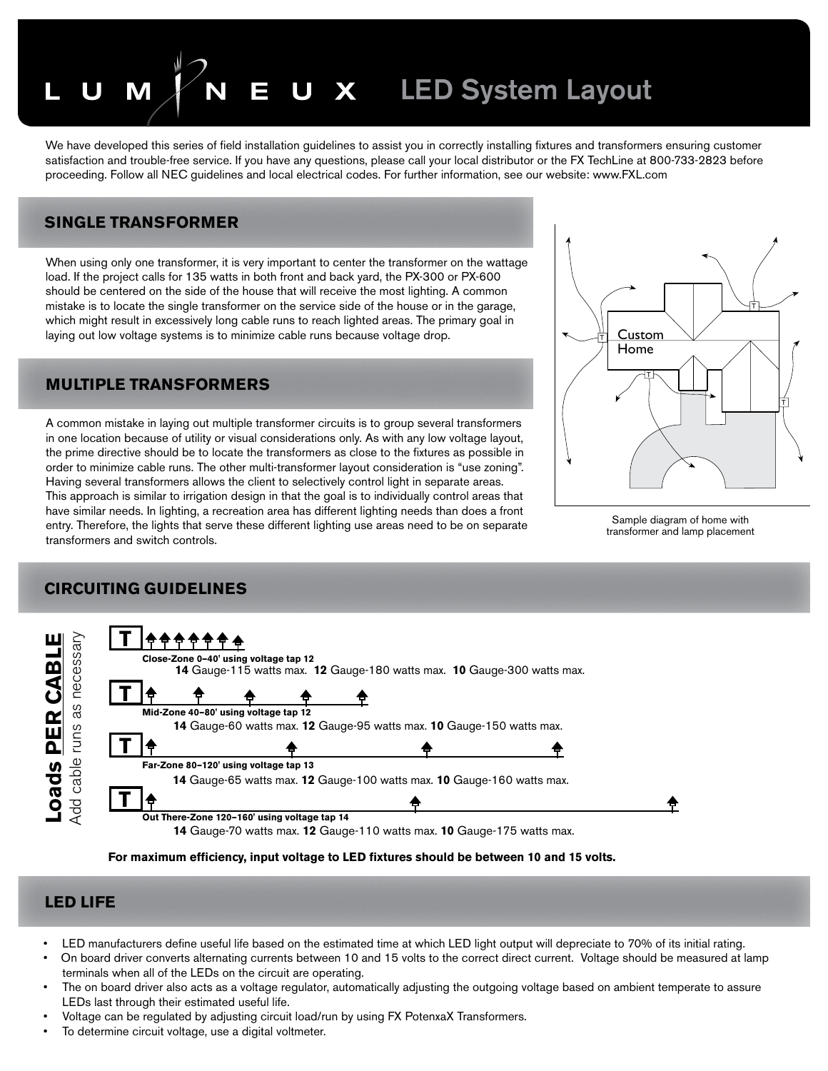# LUMINEUX LED System Layout

We have developed this series of field installation guidelines to assist you in correctly installing fixtures and transformers ensuring customer satisfaction and trouble-free service. If you have any questions, please call your local distributor or the FX TechLine at 800-733-2823 before proceeding. Follow all NEC guidelines and local electrical codes. For further information, see our website: www.FXL.com

## SINGLE TRANSFORMER

When using only one transformer, it is very important to center the transformer on the wattage load. If the project calls for 135 watts in both front and back yard, the PX-300 or PX-600 should be centered on the side of the house that will receive the most lighting. A common mistake is to locate the single transformer on the service side of the house or in the garage, which might result in excessively long cable runs to reach lighted areas. The primary goal in laying out low voltage systems is to minimize cable runs because voltage drop.

## MULTIPLE TRANSFORMERS

A common mistake in laying out multiple transformer circuits is to group several transformers in one location because of utility or visual considerations only. As with any low voltage layout, the prime directive should be to locate the transformers as close to the fixtures as possible in order to minimize cable runs. The other multi-transformer layout consideration is "use zoning". Having several transformers allows the client to selectively control light in separate areas. This approach is similar to irrigation design in that the goal is to individually control areas that have similar needs. In lighting, a recreation area has different lighting needs than does a front entry. Therefore, the lights that serve these different lighting use areas need to be on separate transformers and switch controls.

Custom Home

T

Sample diagram of home with transformer and lamp placement

## CIRCUITING GUIDELINES

**Loads PER CABLE**
Add cable runs as necessary

T

**Close-Zone 0–40' using voltage tap 12**
**14** Gauge-115 watts max. **12** Gauge-180 watts max. **10** Gauge-300 watts max.

T

**Mid-Zone 40–80' using voltage tap 12**
**14** Gauge-60 watts max. **12** Gauge-95 watts max. **10** Gauge-150 watts max.

T

**Far-Zone 80–120' using voltage tap 13**
**14** Gauge-65 watts max. **12** Gauge-100 watts max. **10** Gauge-160 watts max.

T

**Out There-Zone 120–160' using voltage tap 14**
**14** Gauge-70 watts max. **12** Gauge-110 watts max. **10** Gauge-175 watts max.

**For maximum efficiency, input voltage to LED fixtures should be between 10 and 15 volts.**

## LED LIFE

- LED manufacturers define useful life based on the estimated time at which LED light output will depreciate to 70% of its initial rating.
- On board driver converts alternating currents between 10 and 15 volts to the correct direct current. Voltage should be measured at lamp terminals when all of the LEDs on the circuit are operating.
- The on board driver also acts as a voltage regulator, automatically adjusting the outgoing voltage based on ambient temperate to assure LEDs last through their estimated useful life.
- Voltage can be regulated by adjusting circuit load/run by using FX PotenxaX Transformers.
- To determine circuit voltage, use a digital voltmeter.